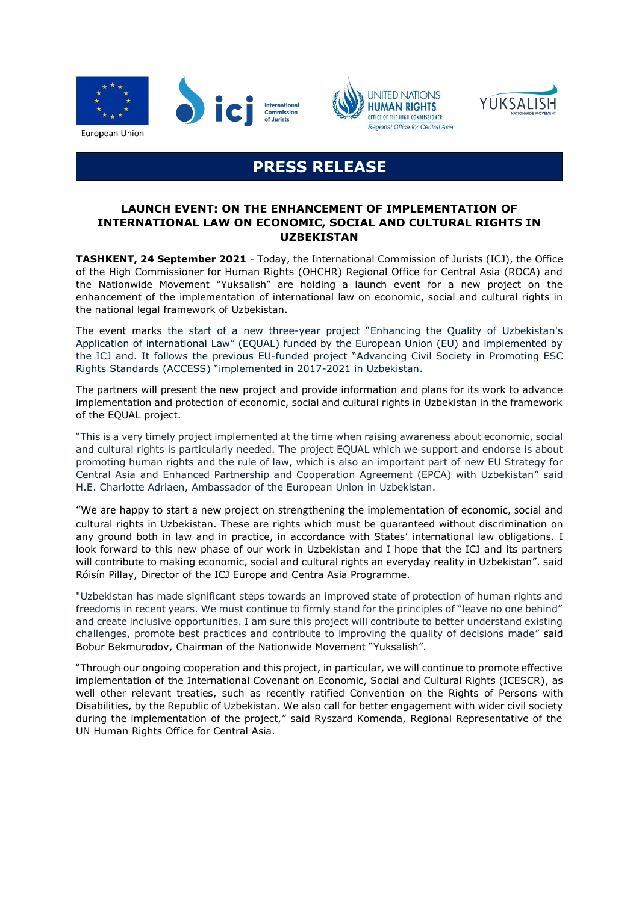European Union

International Commission of Jurists

UNITED NATIONS HUMAN RIGHTS OFFICE OF THE HIGH COMMISSIONER Regional Office for Central Asia

YUKSALISH NATIONWIDE MOVEMENT

# PRESS RELEASE

## LAUNCH EVENT: ON THE ENHANCEMENT OF IMPLEMENTATION OF INTERNATIONAL LAW ON ECONOMIC, SOCIAL AND CULTURAL RIGHTS IN UZBEKISTAN

**TASHKENT, 24 September 2021** - Today, the International Commission of Jurists (ICJ), the Office of the High Commissioner for Human Rights (OHCHR) Regional Office for Central Asia (ROCA) and the Nationwide Movement "Yuksalish" are holding a launch event for a new project on the enhancement of the implementation of international law on economic, social and cultural rights in the national legal framework of Uzbekistan.

The event marks the start of a new three-year project "Enhancing the Quality of Uzbekistan's Application of international Law" (EQUAL) funded by the European Union (EU) and implemented by the ICJ and. It follows the previous EU-funded project "Advancing Civil Society in Promoting ESC Rights Standards (ACCESS) "implemented in 2017-2021 in Uzbekistan.

The partners will present the new project and provide information and plans for its work to advance implementation and protection of economic, social and cultural rights in Uzbekistan in the framework of the EQUAL project.

"This is a very timely project implemented at the time when raising awareness about economic, social and cultural rights is particularly needed. The project EQUAL which we support and endorse is about promoting human rights and the rule of law, which is also an important part of new EU Strategy for Central Asia and Enhanced Partnership and Cooperation Agreement (EPCA) with Uzbekistan" said H.E. Charlotte Adriaen, Ambassador of the European Union in Uzbekistan.

"We are happy to start a new project on strengthening the implementation of economic, social and cultural rights in Uzbekistan. These are rights which must be guaranteed without discrimination on any ground both in law and in practice, in accordance with States' international law obligations. I look forward to this new phase of our work in Uzbekistan and I hope that the ICJ and its partners will contribute to making economic, social and cultural rights an everyday reality in Uzbekistan". said Róisín Pillay, Director of the ICJ Europe and Centra Asia Programme.

"Uzbekistan has made significant steps towards an improved state of protection of human rights and freedoms in recent years. We must continue to firmly stand for the principles of "leave no one behind" and create inclusive opportunities. I am sure this project will contribute to better understand existing challenges, promote best practices and contribute to improving the quality of decisions made" said Bobur Bekmurodov, Chairman of the Nationwide Movement "Yuksalish".

"Through our ongoing cooperation and this project, in particular, we will continue to promote effective implementation of the International Covenant on Economic, Social and Cultural Rights (ICESCR), as well other relevant treaties, such as recently ratified Convention on the Rights of Persons with Disabilities, by the Republic of Uzbekistan. We also call for better engagement with wider civil society during the implementation of the project," said Ryszard Komenda, Regional Representative of the UN Human Rights Office for Central Asia.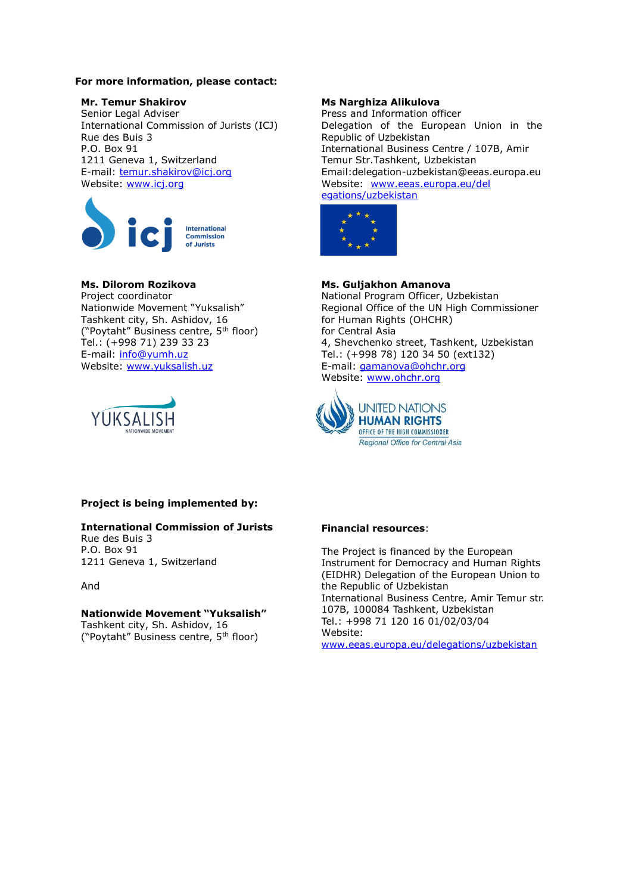**For more information, please contact:**

**Mr. Temur Shakirov**
Senior Legal Adviser
International Commission of Jurists (ICJ)
Rue des Buis 3
P.O. Box 91
1211 Geneva 1, Switzerland
E-mail: temur.shakirov@icj.org
Website: www.icj.org

**Ms Narghiza Alikulova**
Press and Information officer
Delegation of the European Union in the Republic of Uzbekistan
International Business Centre / 107B, Amir Temur Str.Tashkent, Uzbekistan
Email:delegation-uzbekistan@eeas.europa.eu
Website: www.eeas.europa.eu/delegations/uzbekistan

**Ms. Dilorom Rozikova**
Project coordinator
Nationwide Movement "Yuksalish"
Tashkent city, Sh. Ashidov, 16
("Poytaht" Business centre, 5th floor)
Tel.: (+998 71) 239 33 23
E-mail: info@yumh.uz
Website: www.yuksalish.uz

**Ms. Guljakhon Amanova**
National Program Officer, Uzbekistan
Regional Office of the UN High Commissioner for Human Rights (OHCHR)
for Central Asia
4, Shevchenko street, Tashkent, Uzbekistan
Tel.: (+998 78) 120 34 50 (ext132)
E-mail: gamanova@ohchr.org
Website: www.ohchr.org

**Project is being implemented by:**

**International Commission of Jurists**
Rue des Buis 3
P.O. Box 91
1211 Geneva 1, Switzerland

And

**Nationwide Movement "Yuksalish"**
Tashkent city, Sh. Ashidov, 16
("Poytaht" Business centre, 5th floor)

**Financial resources**:

The Project is financed by the European Instrument for Democracy and Human Rights (EIDHR) Delegation of the European Union to the Republic of Uzbekistan
International Business Centre, Amir Temur str. 107B, 100084 Tashkent, Uzbekistan
Tel.: +998 71 120 16 01/02/03/04
Website:
www.eeas.europa.eu/delegations/uzbekistan